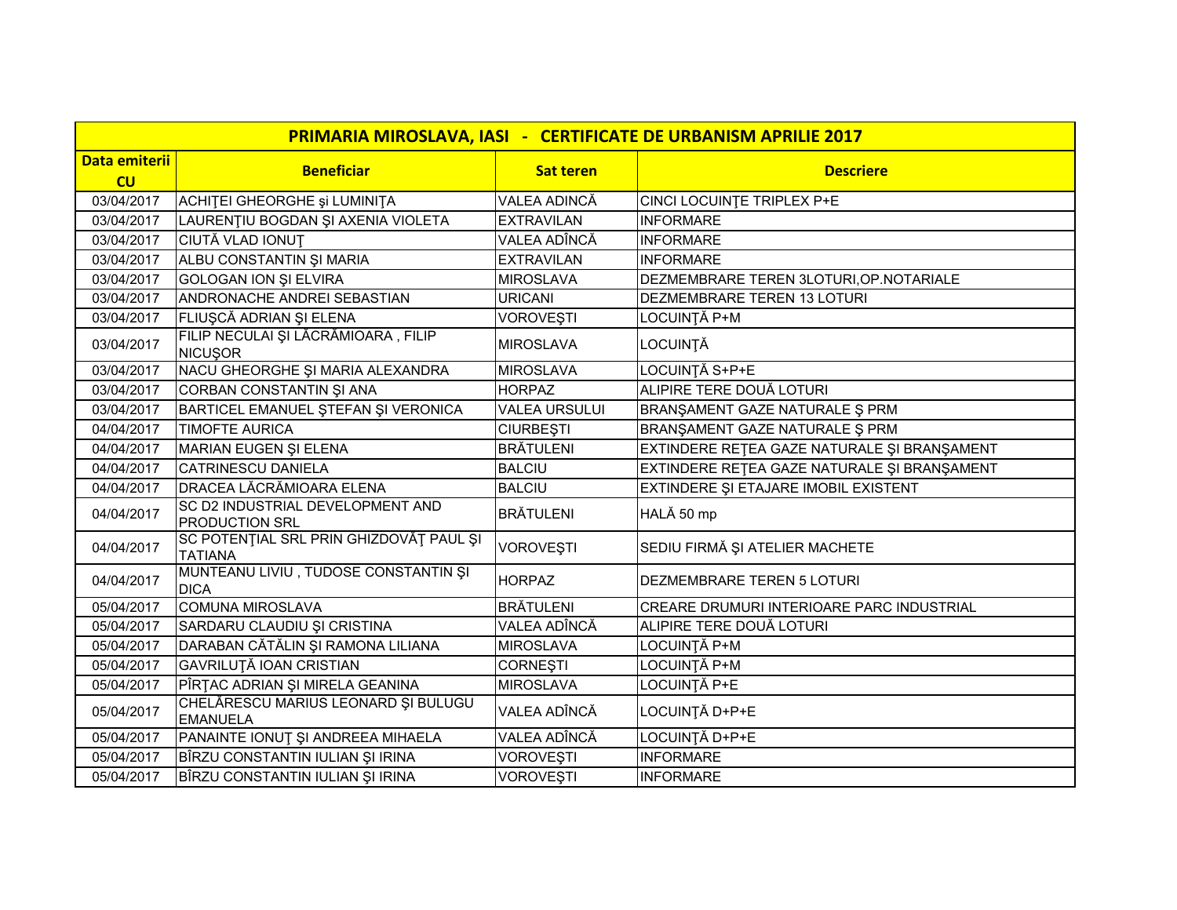| PRIMARIA MIROSLAVA, IASI - CERTIFICATE DE URBANISM APRILIE 2017 | | | |
|---|---|---|---|
| **Data emiterii CU** | **Beneficiar** | **Sat teren** | **Descriere** |
| 03/04/2017 | ACHIŢEI GHEORGHE şi LUMINIŢA | VALEA ADINCĂ | CINCI LOCUINŢE TRIPLEX P+E |
| 03/04/2017 | LAURENŢIU BOGDAN ŞI AXENIA VIOLETA | EXTRAVILAN | INFORMARE |
| 03/04/2017 | CIUTĂ VLAD IONUŢ | VALEA ADÎNCĂ | INFORMARE |
| 03/04/2017 | ALBU CONSTANTIN ŞI MARIA | EXTRAVILAN | INFORMARE |
| 03/04/2017 | GOLOGAN ION ŞI ELVIRA | MIROSLAVA | DEZMEMBRARE TEREN 3LOTURI,OP.NOTARIALE |
| 03/04/2017 | ANDRONACHE ANDREI SEBASTIAN | URICANI | DEZMEMBRARE TEREN 13 LOTURI |
| 03/04/2017 | FLIUŞCĂ ADRIAN ŞI ELENA | VOROVEŞTI | LOCUINŢĂ P+M |
| 03/04/2017 | FILIP NECULAI ŞI LĂCRĂMIOARA , FILIP NICUŞOR | MIROSLAVA | LOCUINŢĂ |
| 03/04/2017 | NACU GHEORGHE ŞI MARIA ALEXANDRA | MIROSLAVA | LOCUINŢĂ S+P+E |
| 03/04/2017 | CORBAN CONSTANTIN ŞI ANA | HORPAZ | ALIPIRE TERE DOUĂ LOTURI |
| 03/04/2017 | BARTICEL EMANUEL ŞTEFAN ŞI VERONICA | VALEA URSULUI | BRANŞAMENT GAZE NATURALE Ş PRM |
| 04/04/2017 | TIMOFTE AURICA | CIURBEŞTI | BRANŞAMENT GAZE NATURALE Ş PRM |
| 04/04/2017 | MARIAN EUGEN ŞI ELENA | BRĂTULENI | EXTINDERE REŢEA GAZE NATURALE ŞI BRANŞAMENT |
| 04/04/2017 | CATRINESCU DANIELA | BALCIU | EXTINDERE REŢEA GAZE NATURALE ŞI BRANŞAMENT |
| 04/04/2017 | DRACEA LĂCRĂMIOARA ELENA | BALCIU | EXTINDERE ŞI ETAJARE IMOBIL EXISTENT |
| 04/04/2017 | SC D2 INDUSTRIAL DEVELOPMENT AND PRODUCTION SRL | BRĂTULENI | HALĂ 50 mp |
| 04/04/2017 | SC POTENŢIAL SRL PRIN GHIZDOVĂŢ PAUL ŞI TATIANA | VOROVEŞTI | SEDIU FIRMĂ ŞI ATELIER MACHETE |
| 04/04/2017 | MUNTEANU LIVIU , TUDOSE CONSTANTIN ŞI DICA | HORPAZ | DEZMEMBRARE TEREN 5 LOTURI |
| 05/04/2017 | COMUNA MIROSLAVA | BRĂTULENI | CREARE DRUMURI INTERIOARE PARC INDUSTRIAL |
| 05/04/2017 | SARDARU CLAUDIU ŞI CRISTINA | VALEA ADÎNCĂ | ALIPIRE TERE DOUĂ LOTURI |
| 05/04/2017 | DARABAN CĂTĂLIN ŞI RAMONA LILIANA | MIROSLAVA | LOCUINŢĂ P+M |
| 05/04/2017 | GAVRILUŢĂ IOAN CRISTIAN | CORNEŞTI | LOCUINŢĂ P+M |
| 05/04/2017 | PÎRŢAC ADRIAN ŞI MIRELA GEANINA | MIROSLAVA | LOCUINŢĂ P+E |
| 05/04/2017 | CHELĂRESCU MARIUS LEONARD ŞI BULUGU EMANUELA | VALEA ADÎNCĂ | LOCUINŢĂ D+P+E |
| 05/04/2017 | PANAINTE IONUŢ ŞI ANDREEA MIHAELA | VALEA ADÎNCĂ | LOCUINŢĂ D+P+E |
| 05/04/2017 | BÎRZU CONSTANTIN IULIAN ŞI IRINA | VOROVEŞTI | INFORMARE |
| 05/04/2017 | BÎRZU CONSTANTIN IULIAN ŞI IRINA | VOROVEŞTI | INFORMARE |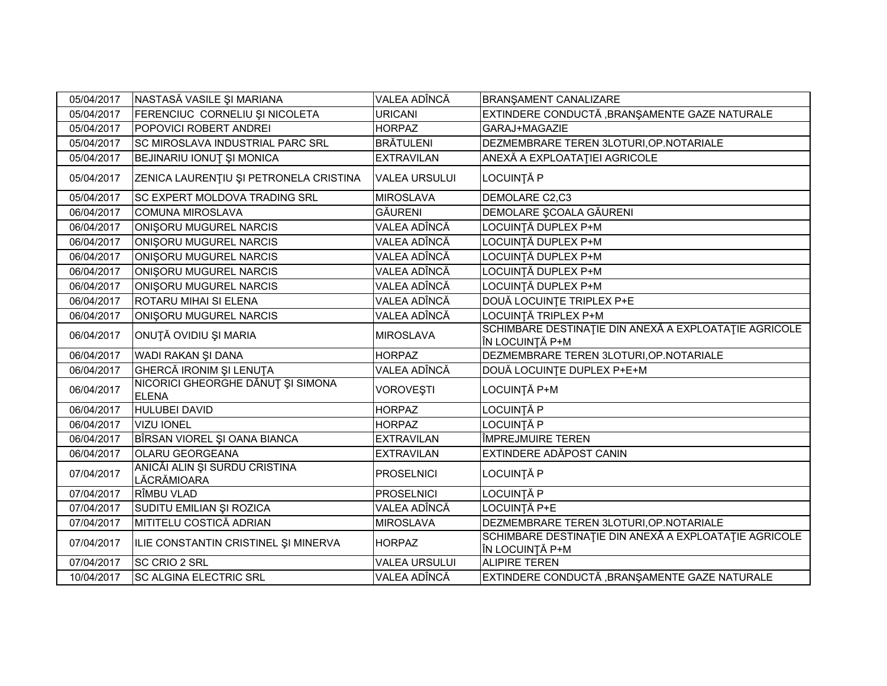| | | | |
|---|---|---|---|
| 05/04/2017 | NASTASĂ VASILE ŞI MARIANA | VALEA ADÎNCĂ | BRANŞAMENT CANALIZARE |
| 05/04/2017 | FERENCIUC CORNELIU ŞI NICOLETA | URICANI | EXTINDERE CONDUCTĂ ,BRANŞAMENTE GAZE NATURALE |
| 05/04/2017 | POPOVICI ROBERT ANDREI | HORPAZ | GARAJ+MAGAZIE |
| 05/04/2017 | SC MIROSLAVA INDUSTRIAL PARC SRL | BRĂTULENI | DEZMEMBRARE TEREN 3LOTURI,OP.NOTARIALE |
| 05/04/2017 | BEJINARIU IONUŢ ŞI MONICA | EXTRAVILAN | ANEXĂ A EXPLOATAŢIEI AGRICOLE |
| 05/04/2017 | ZENICA LAURENŢIU ŞI PETRONELA CRISTINA | VALEA URSULUI | LOCUINŢĂ P |
| 05/04/2017 | SC EXPERT MOLDOVA TRADING SRL | MIROSLAVA | DEMOLARE C2,C3 |
| 06/04/2017 | COMUNA MIROSLAVA | GĂURENI | DEMOLARE ŞCOALA GĂURENI |
| 06/04/2017 | ONIŞORU MUGUREL NARCIS | VALEA ADÎNCĂ | LOCUINŢĂ DUPLEX P+M |
| 06/04/2017 | ONIŞORU MUGUREL NARCIS | VALEA ADÎNCĂ | LOCUINŢĂ DUPLEX P+M |
| 06/04/2017 | ONIŞORU MUGUREL NARCIS | VALEA ADÎNCĂ | LOCUINŢĂ DUPLEX P+M |
| 06/04/2017 | ONIŞORU MUGUREL NARCIS | VALEA ADÎNCĂ | LOCUINŢĂ DUPLEX P+M |
| 06/04/2017 | ONIŞORU MUGUREL NARCIS | VALEA ADÎNCĂ | LOCUINŢĂ DUPLEX P+M |
| 06/04/2017 | ROTARU MIHAI SI ELENA | VALEA ADÎNCĂ | DOUĂ LOCUINŢE TRIPLEX P+E |
| 06/04/2017 | ONIŞORU MUGUREL NARCIS | VALEA ADÎNCĂ | LOCUINŢĂ TRIPLEX P+M |
| 06/04/2017 | ONUŢĂ OVIDIU ŞI MARIA | MIROSLAVA | SCHIMBARE DESTINAŢIE DIN ANEXĂ A EXPLOATAŢIE AGRICOLE ÎN LOCUINŢĂ P+M |
| 06/04/2017 | WADI RAKAN ŞI DANA | HORPAZ | DEZMEMBRARE TEREN 3LOTURI,OP.NOTARIALE |
| 06/04/2017 | GHERCĂ IRONIM ŞI LENUȚA | VALEA ADÎNCĂ | DOUĂ LOCUINŢE DUPLEX P+E+M |
| 06/04/2017 | NICORICI GHEORGHE DĂNUŢ ŞI SIMONA ELENA | VOROVEŞTI | LOCUINŢĂ P+M |
| 06/04/2017 | HULUBEI DAVID | HORPAZ | LOCUINŢĂ P |
| 06/04/2017 | VIZU IONEL | HORPAZ | LOCUINŢĂ P |
| 06/04/2017 | BÎRSAN VIOREL ŞI OANA BIANCA | EXTRAVILAN | ÎMPREJMUIRE TEREN |
| 06/04/2017 | OLARU GEORGEANA | EXTRAVILAN | EXTINDERE ADĂPOST CANIN |
| 07/04/2017 | ANICĂI ALIN ŞI SURDU CRISTINA LĂCRĂMIOARA | PROSELNICI | LOCUINŢĂ P |
| 07/04/2017 | RÎMBU VLAD | PROSELNICI | LOCUINŢĂ P |
| 07/04/2017 | SUDITU EMILIAN ŞI ROZICA | VALEA ADÎNCĂ | LOCUINŢĂ P+E |
| 07/04/2017 | MITITELU COSTICĂ ADRIAN | MIROSLAVA | DEZMEMBRARE TEREN 3LOTURI,OP.NOTARIALE |
| 07/04/2017 | ILIE CONSTANTIN CRISTINEL ŞI MINERVA | HORPAZ | SCHIMBARE DESTINAŢIE DIN ANEXĂ A EXPLOATAŢIE AGRICOLE ÎN LOCUINŢĂ P+M |
| 07/04/2017 | SC CRIO 2 SRL | VALEA URSULUI | ALIPIRE TEREN |
| 10/04/2017 | SC ALGINA ELECTRIC SRL | VALEA ADÎNCĂ | EXTINDERE CONDUCTĂ ,BRANŞAMENTE GAZE NATURALE |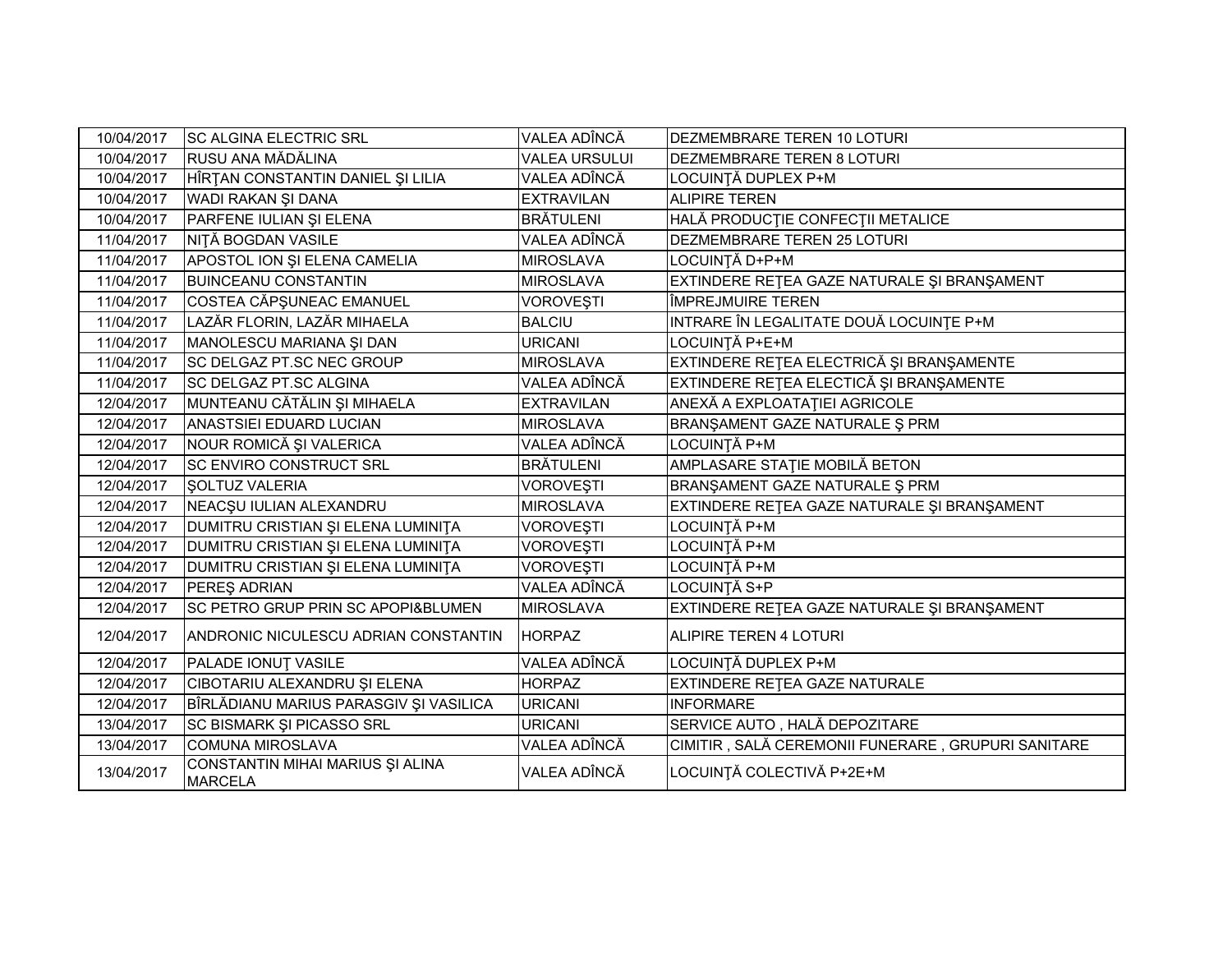| | | | |
|---|---|---|---|
| 10/04/2017 | SC ALGINA ELECTRIC SRL | VALEA ADÎNCĂ | DEZMEMBRARE TEREN 10 LOTURI |
| 10/04/2017 | RUSU ANA MĂDĂLINA | VALEA URSULUI | DEZMEMBRARE TEREN 8 LOTURI |
| 10/04/2017 | HÎRŢAN CONSTANTIN DANIEL ŞI LILIA | VALEA ADÎNCĂ | LOCUINŢĂ DUPLEX P+M |
| 10/04/2017 | WADI RAKAN ŞI DANA | EXTRAVILAN | ALIPIRE TEREN |
| 10/04/2017 | PARFENE IULIAN ŞI ELENA | BRĂTULENI | HALĂ PRODUCŢIE CONFECŢII METALICE |
| 11/04/2017 | NIŢĂ BOGDAN VASILE | VALEA ADÎNCĂ | DEZMEMBRARE TEREN 25 LOTURI |
| 11/04/2017 | APOSTOL ION ŞI ELENA CAMELIA | MIROSLAVA | LOCUINŢĂ D+P+M |
| 11/04/2017 | BUINCEANU CONSTANTIN | MIROSLAVA | EXTINDERE REŢEA GAZE NATURALE ŞI BRANŞAMENT |
| 11/04/2017 | COSTEA CĂPŞUNEAC EMANUEL | VOROVEŞTI | ÎMPREJMUIRE TEREN |
| 11/04/2017 | LAZĂR FLORIN, LAZĂR MIHAELA | BALCIU | INTRARE ÎN LEGALITATE DOUĂ LOCUINŢE P+M |
| 11/04/2017 | MANOLESCU MARIANA ŞI DAN | URICANI | LOCUINŢĂ P+E+M |
| 11/04/2017 | SC DELGAZ PT.SC NEC GROUP | MIROSLAVA | EXTINDERE REŢEA ELECTRICĂ ŞI BRANŞAMENTE |
| 11/04/2017 | SC DELGAZ PT.SC ALGINA | VALEA ADÎNCĂ | EXTINDERE REŢEA ELECTICĂ ŞI BRANŞAMENTE |
| 12/04/2017 | MUNTEANU CĂTĂLIN ŞI MIHAELA | EXTRAVILAN | ANEXĂ A EXPLOATAŢIEI AGRICOLE |
| 12/04/2017 | ANASTSIEI EDUARD LUCIAN | MIROSLAVA | BRANŞAMENT GAZE NATURALE Ş PRM |
| 12/04/2017 | NOUR ROMICĂ ŞI VALERICA | VALEA ADÎNCĂ | LOCUINŢĂ P+M |
| 12/04/2017 | SC ENVIRO CONSTRUCT SRL | BRĂTULENI | AMPLASARE STAŢIE MOBILĂ BETON |
| 12/04/2017 | ŞOLTUZ VALERIA | VOROVEŞTI | BRANŞAMENT GAZE NATURALE Ş PRM |
| 12/04/2017 | NEACŞU IULIAN ALEXANDRU | MIROSLAVA | EXTINDERE REŢEA GAZE NATURALE ŞI BRANŞAMENT |
| 12/04/2017 | DUMITRU CRISTIAN ŞI ELENA LUMINIŢA | VOROVEŞTI | LOCUINŢĂ P+M |
| 12/04/2017 | DUMITRU CRISTIAN ŞI ELENA LUMINIŢA | VOROVEŞTI | LOCUINŢĂ P+M |
| 12/04/2017 | DUMITRU CRISTIAN ŞI ELENA LUMINIŢA | VOROVEŞTI | LOCUINŢĂ P+M |
| 12/04/2017 | PEREŞ ADRIAN | VALEA ADÎNCĂ | LOCUINŢĂ S+P |
| 12/04/2017 | SC PETRO GRUP PRIN SC APOPI&BLUMEN | MIROSLAVA | EXTINDERE REŢEA GAZE NATURALE ŞI BRANŞAMENT |
| 12/04/2017 | ANDRONIC NICULESCU ADRIAN CONSTANTIN | HORPAZ | ALIPIRE TEREN 4 LOTURI |
| 12/04/2017 | PALADE IONUŢ VASILE | VALEA ADÎNCĂ | LOCUINŢĂ DUPLEX P+M |
| 12/04/2017 | CIBOTARIU ALEXANDRU ŞI ELENA | HORPAZ | EXTINDERE REŢEA GAZE NATURALE |
| 12/04/2017 | BÎRLĂDIANU MARIUS PARASGIV ŞI VASILICA | URICANI | INFORMARE |
| 13/04/2017 | SC BISMARK ŞI PICASSO SRL | URICANI | SERVICE AUTO , HALĂ DEPOZITARE |
| 13/04/2017 | COMUNA MIROSLAVA | VALEA ADÎNCĂ | CIMITIR , SALĂ CEREMONII FUNERARE , GRUPURI SANITARE |
| 13/04/2017 | CONSTANTIN MIHAI MARIUS ŞI ALINA MARCELA | VALEA ADÎNCĂ | LOCUINŢĂ COLECTIVĂ P+2E+M |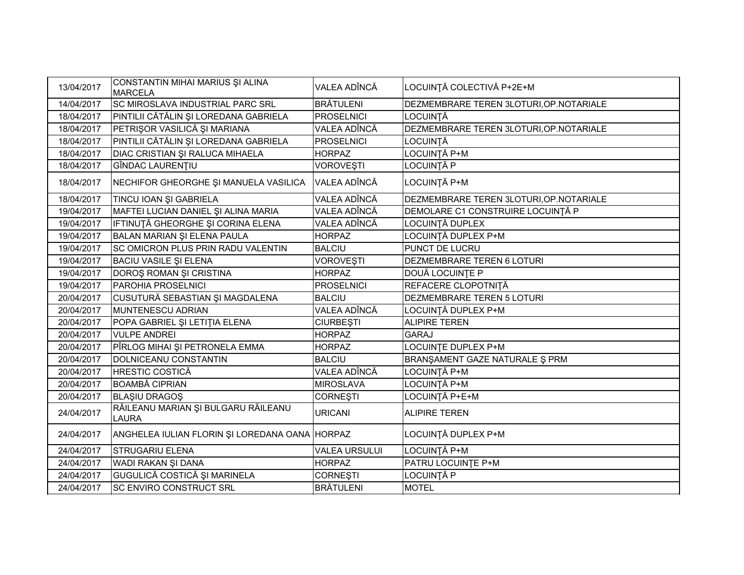| 13/04/2017 | CONSTANTIN MIHAI MARIUS ŞI ALINA MARCELA | VALEA ADÎNCĂ | LOCUINŢĂ COLECTIVĂ P+2E+M |
|---|---|---|---|
| 14/04/2017 | SC MIROSLAVA INDUSTRIAL PARC SRL | BRĂTULENI | DEZMEMBRARE TEREN 3LOTURI,OP.NOTARIALE |
| 18/04/2017 | PINTILII CĂTĂLIN ŞI LOREDANA GABRIELA | PROSELNICI | LOCUINŢĂ |
| 18/04/2017 | PETRIŞOR VASILICĂ ŞI MARIANA | VALEA ADÎNCĂ | DEZMEMBRARE TEREN 3LOTURI,OP.NOTARIALE |
| 18/04/2017 | PINTILII CĂTĂLIN ŞI LOREDANA GABRIELA | PROSELNICI | LOCUINŢĂ |
| 18/04/2017 | DIAC CRISTIAN ŞI RALUCA MIHAELA | HORPAZ | LOCUINŢĂ P+M |
| 18/04/2017 | GÎNDAC LAURENŢIU | VOROVEŞTI | LOCUINŢĂ P |
| 18/04/2017 | NECHIFOR GHEORGHE ŞI MANUELA VASILICA | VALEA ADÎNCĂ | LOCUINŢĂ P+M |
| 18/04/2017 | TINCU IOAN ŞI GABRIELA | VALEA ADÎNCĂ | DEZMEMBRARE TEREN 3LOTURI,OP.NOTARIALE |
| 19/04/2017 | MAFTEI LUCIAN DANIEL ŞI ALINA MARIA | VALEA ADÎNCĂ | DEMOLARE C1 CONSTRUIRE LOCUINŢĂ P |
| 19/04/2017 | IFTINUŢĂ GHEORGHE ŞI CORINA ELENA | VALEA ADÎNCĂ | LOCUINŢĂ DUPLEX |
| 19/04/2017 | BALAN MARIAN ŞI ELENA PAULA | HORPAZ | LOCUINŢĂ DUPLEX P+M |
| 19/04/2017 | SC OMICRON PLUS PRIN RADU VALENTIN | BALCIU | PUNCT DE LUCRU |
| 19/04/2017 | BACIU VASILE ŞI ELENA | VOROVEŞTI | DEZMEMBRARE TEREN 6 LOTURI |
| 19/04/2017 | DOROŞ ROMAN ŞI CRISTINA | HORPAZ | DOUĂ LOCUINŢE P |
| 19/04/2017 | PAROHIA PROSELNICI | PROSELNICI | REFACERE CLOPOTNIŢĂ |
| 20/04/2017 | CUSUTURĂ SEBASTIAN ŞI MAGDALENA | BALCIU | DEZMEMBRARE TEREN 5 LOTURI |
| 20/04/2017 | MUNTENESCU ADRIAN | VALEA ADÎNCĂ | LOCUINŢĂ DUPLEX P+M |
| 20/04/2017 | POPA GABRIEL ŞI LETIŢIA ELENA | CIURBEŞTI | ALIPIRE TEREN |
| 20/04/2017 | VULPE ANDREI | HORPAZ | GARAJ |
| 20/04/2017 | PÎRLOG MIHAI ŞI PETRONELA EMMA | HORPAZ | LOCUINŢE DUPLEX P+M |
| 20/04/2017 | DOLNICEANU CONSTANTIN | BALCIU | BRANŞAMENT GAZE NATURALE Ş PRM |
| 20/04/2017 | HRESTIC COSTICĂ | VALEA ADÎNCĂ | LOCUINŢĂ P+M |
| 20/04/2017 | BOAMBĂ CIPRIAN | MIROSLAVA | LOCUINŢĂ P+M |
| 20/04/2017 | BLAŞIU DRAGOŞ | CORNEŞTI | LOCUINŢĂ P+E+M |
| 24/04/2017 | RĂILEANU MARIAN ŞI BULGARU RĂILEANU LAURA | URICANI | ALIPIRE TEREN |
| 24/04/2017 | ANGHELEA IULIAN FLORIN ŞI LOREDANA OANA | HORPAZ | LOCUINŢĂ DUPLEX P+M |
| 24/04/2017 | STRUGARIU ELENA | VALEA URSULUI | LOCUINŢĂ P+M |
| 24/04/2017 | WADI RAKAN ŞI DANA | HORPAZ | PATRU LOCUINŢE P+M |
| 24/04/2017 | GUGULICĂ COSTICĂ ŞI MARINELA | CORNEŞTI | LOCUINŢĂ P |
| 24/04/2017 | SC ENVIRO CONSTRUCT SRL | BRĂTULENI | MOTEL |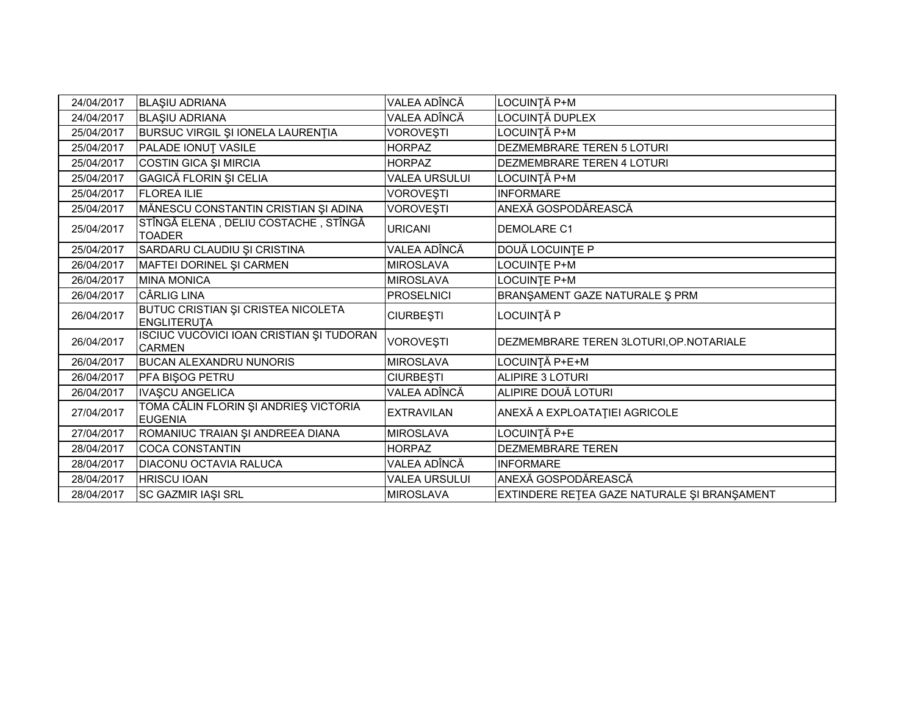| | | | |
|---|---|---|---|
| 24/04/2017 | BLAŞIU ADRIANA | VALEA ADÎNCĂ | LOCUINŢĂ P+M |
| 24/04/2017 | BLAŞIU ADRIANA | VALEA ADÎNCĂ | LOCUINŢĂ DUPLEX |
| 25/04/2017 | BURSUC VIRGIL ŞI IONELA LAURENŢIA | VOROVEŞTI | LOCUINŢĂ P+M |
| 25/04/2017 | PALADE IONUŢ VASILE | HORPAZ | DEZMEMBRARE TEREN 5 LOTURI |
| 25/04/2017 | COSTIN GICA ŞI MIRCIA | HORPAZ | DEZMEMBRARE TEREN 4 LOTURI |
| 25/04/2017 | GAGICĂ FLORIN ŞI CELIA | VALEA URSULUI | LOCUINŢĂ P+M |
| 25/04/2017 | FLOREA ILIE | VOROVEŞTI | INFORMARE |
| 25/04/2017 | MĂNESCU CONSTANTIN CRISTIAN ŞI ADINA | VOROVEŞTI | ANEXĂ GOSPODĂREASCĂ |
| 25/04/2017 | STÎNGĂ ELENA , DELIU COSTACHE , STÎNGĂ TOADER | URICANI | DEMOLARE C1 |
| 25/04/2017 | SARDARU CLAUDIU ŞI CRISTINA | VALEA ADÎNCĂ | DOUĂ LOCUINŢE P |
| 26/04/2017 | MAFTEI DORINEL ŞI CARMEN | MIROSLAVA | LOCUINŢE P+M |
| 26/04/2017 | MINA MONICA | MIROSLAVA | LOCUINŢE P+M |
| 26/04/2017 | CÂRLIG LINA | PROSELNICI | BRANŞAMENT GAZE NATURALE Ş PRM |
| 26/04/2017 | BUTUC CRISTIAN ŞI CRISTEA NICOLETA ENGLITERUŢA | CIURBEŞTI | LOCUINŢĂ P |
| 26/04/2017 | ISCIUC VUCOVICI IOAN CRISTIAN ŞI TUDORAN CARMEN | VOROVEŞTI | DEZMEMBRARE TEREN 3LOTURI,OP.NOTARIALE |
| 26/04/2017 | BUCAN ALEXANDRU NUNORIS | MIROSLAVA | LOCUINŢĂ P+E+M |
| 26/04/2017 | PFA BIŞOG PETRU | CIURBEŞTI | ALIPIRE 3 LOTURI |
| 26/04/2017 | IVAŞCU ANGELICA | VALEA ADÎNCĂ | ALIPIRE DOUĂ LOTURI |
| 27/04/2017 | TOMA CĂLIN FLORIN ŞI ANDRIEŞ VICTORIA EUGENIA | EXTRAVILAN | ANEXĂ A EXPLOATAŢIEI AGRICOLE |
| 27/04/2017 | ROMANIUC TRAIAN ŞI ANDREEA DIANA | MIROSLAVA | LOCUINŢĂ P+E |
| 28/04/2017 | COCA CONSTANTIN | HORPAZ | DEZMEMBRARE TEREN |
| 28/04/2017 | DIACONU OCTAVIA RALUCA | VALEA ADÎNCĂ | INFORMARE |
| 28/04/2017 | HRISCU IOAN | VALEA URSULUI | ANEXĂ GOSPODĂREASCĂ |
| 28/04/2017 | SC GAZMIR IAŞI SRL | MIROSLAVA | EXTINDERE REŢEA GAZE NATURALE ŞI BRANŞAMENT |